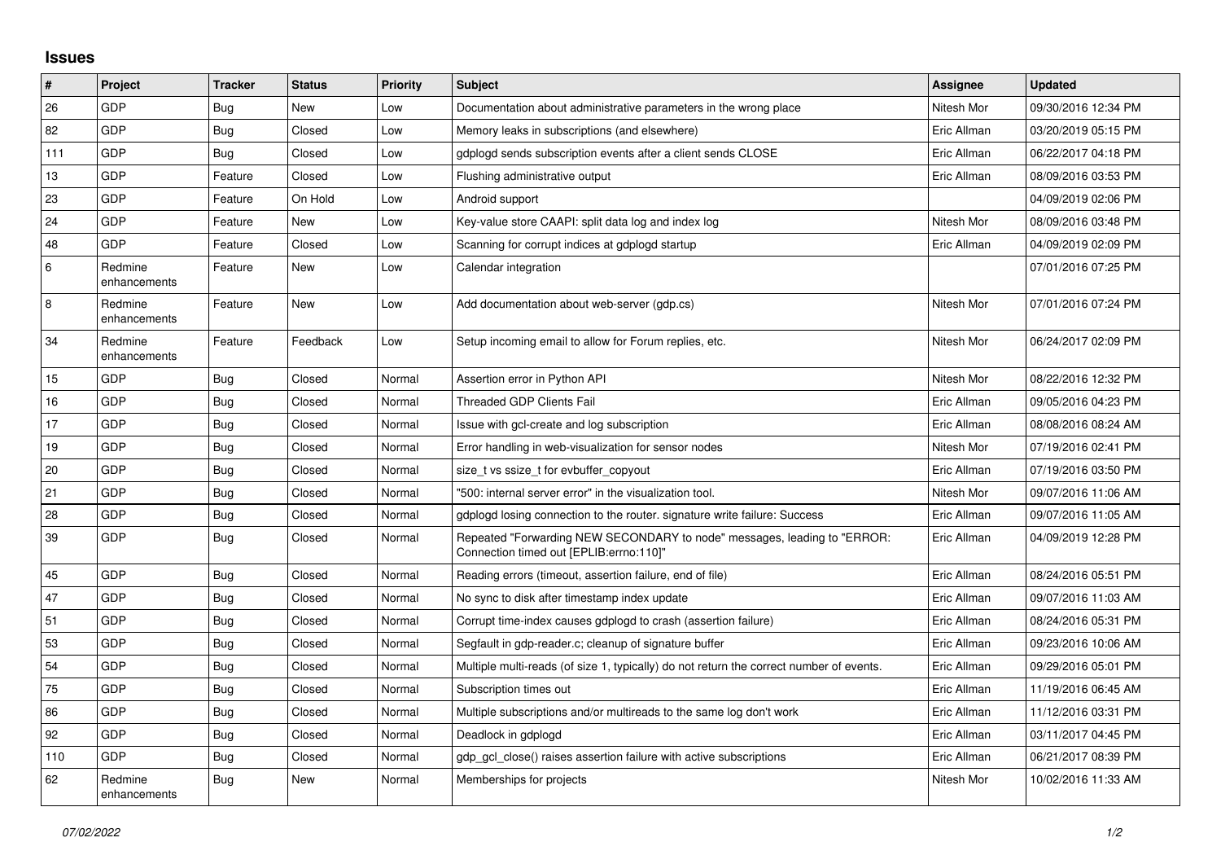## Issues

| # | Project | Tracker | Status | Priority | Subject | Assignee | Updated |
|---|---|---|---|---|---|---|---|
| 26 | GDP | Bug | New | Low | Documentation about administrative parameters in the wrong place | Nitesh Mor | 09/30/2016 12:34 PM |
| 82 | GDP | Bug | Closed | Low | Memory leaks in subscriptions (and elsewhere) | Eric Allman | 03/20/2019 05:15 PM |
| 111 | GDP | Bug | Closed | Low | gdplogd sends subscription events after a client sends CLOSE | Eric Allman | 06/22/2017 04:18 PM |
| 13 | GDP | Feature | Closed | Low | Flushing administrative output | Eric Allman | 08/09/2016 03:53 PM |
| 23 | GDP | Feature | On Hold | Low | Android support | | 04/09/2019 02:06 PM |
| 24 | GDP | Feature | New | Low | Key-value store CAAPI: split data log and index log | Nitesh Mor | 08/09/2016 03:48 PM |
| 48 | GDP | Feature | Closed | Low | Scanning for corrupt indices at gdplogd startup | Eric Allman | 04/09/2019 02:09 PM |
| 6 | Redmine enhancements | Feature | New | Low | Calendar integration | | 07/01/2016 07:25 PM |
| 8 | Redmine enhancements | Feature | New | Low | Add documentation about web-server (gdp.cs) | Nitesh Mor | 07/01/2016 07:24 PM |
| 34 | Redmine enhancements | Feature | Feedback | Low | Setup incoming email to allow for Forum replies, etc. | Nitesh Mor | 06/24/2017 02:09 PM |
| 15 | GDP | Bug | Closed | Normal | Assertion error in Python API | Nitesh Mor | 08/22/2016 12:32 PM |
| 16 | GDP | Bug | Closed | Normal | Threaded GDP Clients Fail | Eric Allman | 09/05/2016 04:23 PM |
| 17 | GDP | Bug | Closed | Normal | Issue with gcl-create and log subscription | Eric Allman | 08/08/2016 08:24 AM |
| 19 | GDP | Bug | Closed | Normal | Error handling in web-visualization for sensor nodes | Nitesh Mor | 07/19/2016 02:41 PM |
| 20 | GDP | Bug | Closed | Normal | size_t vs ssize_t for evbuffer_copyout | Eric Allman | 07/19/2016 03:50 PM |
| 21 | GDP | Bug | Closed | Normal | "500: internal server error" in the visualization tool. | Nitesh Mor | 09/07/2016 11:06 AM |
| 28 | GDP | Bug | Closed | Normal | gdplogd losing connection to the router. signature write failure: Success | Eric Allman | 09/07/2016 11:05 AM |
| 39 | GDP | Bug | Closed | Normal | Repeated "Forwarding NEW SECONDARY to node" messages, leading to "ERROR: Connection timed out [EPLIB:errno:110]" | Eric Allman | 04/09/2019 12:28 PM |
| 45 | GDP | Bug | Closed | Normal | Reading errors (timeout, assertion failure, end of file) | Eric Allman | 08/24/2016 05:51 PM |
| 47 | GDP | Bug | Closed | Normal | No sync to disk after timestamp index update | Eric Allman | 09/07/2016 11:03 AM |
| 51 | GDP | Bug | Closed | Normal | Corrupt time-index causes gdplogd to crash (assertion failure) | Eric Allman | 08/24/2016 05:31 PM |
| 53 | GDP | Bug | Closed | Normal | Segfault in gdp-reader.c; cleanup of signature buffer | Eric Allman | 09/23/2016 10:06 AM |
| 54 | GDP | Bug | Closed | Normal | Multiple multi-reads (of size 1, typically) do not return the correct number of events. | Eric Allman | 09/29/2016 05:01 PM |
| 75 | GDP | Bug | Closed | Normal | Subscription times out | Eric Allman | 11/19/2016 06:45 AM |
| 86 | GDP | Bug | Closed | Normal | Multiple subscriptions and/or multireads to the same log don't work | Eric Allman | 11/12/2016 03:31 PM |
| 92 | GDP | Bug | Closed | Normal | Deadlock in gdplogd | Eric Allman | 03/11/2017 04:45 PM |
| 110 | GDP | Bug | Closed | Normal | gdp_gcl_close() raises assertion failure with active subscriptions | Eric Allman | 06/21/2017 08:39 PM |
| 62 | Redmine enhancements | Bug | New | Normal | Memberships for projects | Nitesh Mor | 10/02/2016 11:33 AM |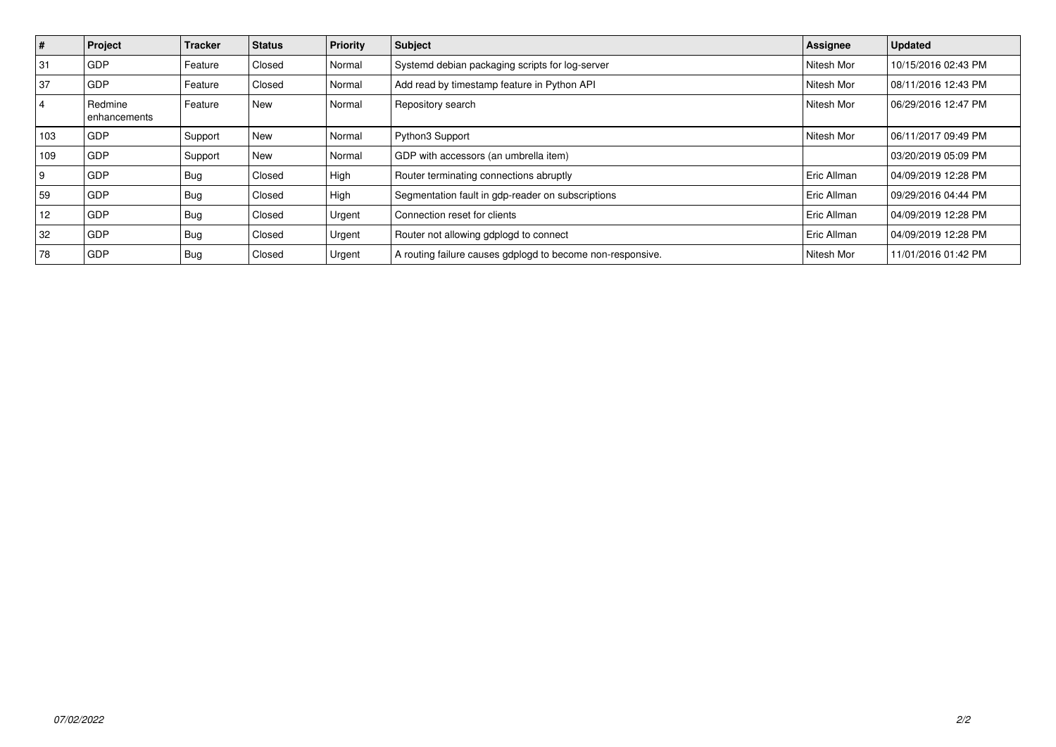| # | Project | Tracker | Status | Priority | Subject | Assignee | Updated |
|---|---|---|---|---|---|---|---|
| 31 | GDP | Feature | Closed | Normal | Systemd debian packaging scripts for log-server | Nitesh Mor | 10/15/2016 02:43 PM |
| 37 | GDP | Feature | Closed | Normal | Add read by timestamp feature in Python API | Nitesh Mor | 08/11/2016 12:43 PM |
| 4 | Redmine enhancements | Feature | New | Normal | Repository search | Nitesh Mor | 06/29/2016 12:47 PM |
| 103 | GDP | Support | New | Normal | Python3 Support | Nitesh Mor | 06/11/2017 09:49 PM |
| 109 | GDP | Support | New | Normal | GDP with accessors (an umbrella item) | | 03/20/2019 05:09 PM |
| 9 | GDP | Bug | Closed | High | Router terminating connections abruptly | Eric Allman | 04/09/2019 12:28 PM |
| 59 | GDP | Bug | Closed | High | Segmentation fault in gdp-reader on subscriptions | Eric Allman | 09/29/2016 04:44 PM |
| 12 | GDP | Bug | Closed | Urgent | Connection reset for clients | Eric Allman | 04/09/2019 12:28 PM |
| 32 | GDP | Bug | Closed | Urgent | Router not allowing gdplogd to connect | Eric Allman | 04/09/2019 12:28 PM |
| 78 | GDP | Bug | Closed | Urgent | A routing failure causes gdplogd to become non-responsive. | Nitesh Mor | 11/01/2016 01:42 PM |

*07/02/2022*